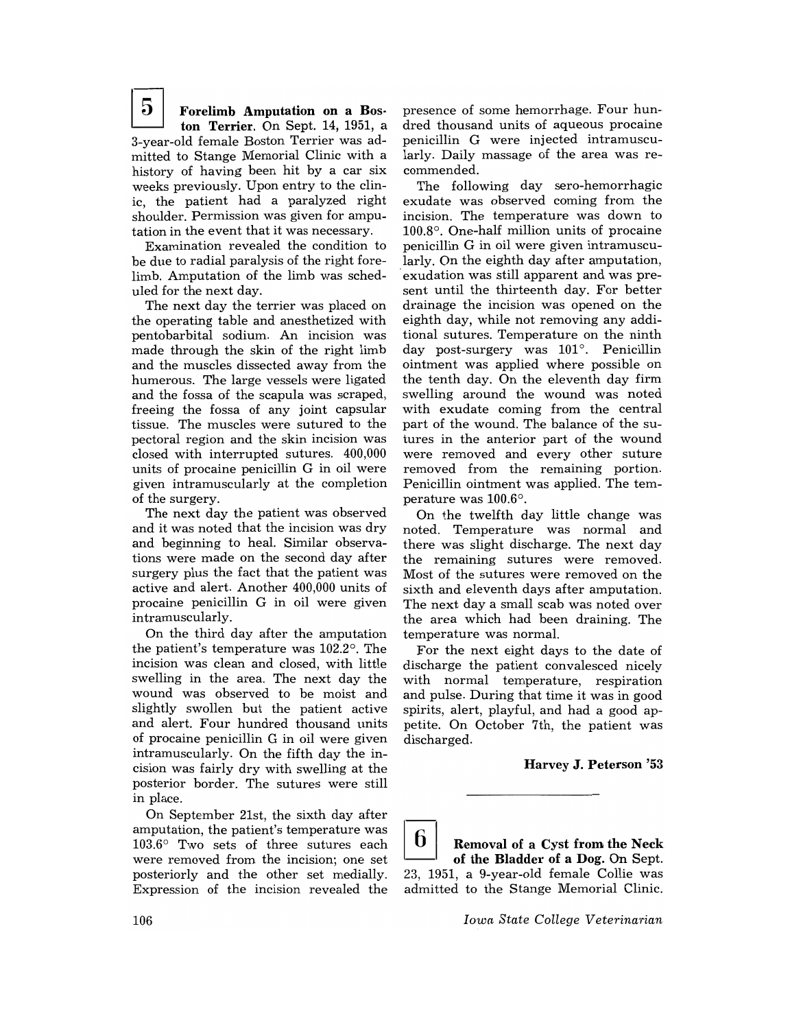## 5 Forelimb Amputation on a Boston Terrier.

On Sept. 14, 1951, a 3-year-old female Boston Terrier was admitted to Stange Memorial Clinic with a history of having been hit by a car six weeks previously. Upon entry to the clinic, the patient had a paralyzed right shoulder. Permission was given for amputation in the event that it was necessary.

Examination revealed the condition to be due to radial paralysis of the right forelimb. Amputation of the limb was scheduled for the next day.

The next day the terrier was placed on the operating table and anesthetized with pentobarbital sodium. An incision was made through the skin of the right limb and the muscles dissected away from the humerous. The large vessels were ligated and the fossa of the scapula was scraped, freeing the fossa of any joint capsular tissue. The muscles were sutured to the pectoral region and the skin incision was closed with interrupted sutures. 400,000 units of procaine penicillin G in oil were given intramuscularly at the completion of the surgery.

The next day the patient was observed and it was noted that the incision was dry and beginning to heal. Similar observations were made on the second day after surgery plus the fact that the patient was active and alert. Another 400,000 units of procaine penicillin G in oil were given intramuscularly.

On the third day after the amputation the patient's temperature was 102.2°. The incision was clean and closed, with little swelling in the area. The next day the wound was observed to be moist and slightly swollen but the patient active and alert. Four hundred thousand units of procaine penicillin G in oil were given intramuscularly. On the fifth day the incision was fairly dry with swelling at the posterior border. The sutures were still in place.

On September 21st, the sixth day after amputation, the patient's temperature was 103.6° Two sets of three sutures each were removed from the incision; one set posteriorly and the other set medially. Expression of the incision revealed the presence of some hemorrhage. Four hundred thousand units of aqueous procaine penicillin G were injected intramuscularly. Daily massage of the area was recommended.

The following day sero-hemorrhagic exudate was observed coming from the incision. The temperature was down to 100.8°. One-half million units of procaine penicillin G in oil were given intramuscularly. On the eighth day after amputation, exudation was still apparent and was present until the thirteenth day. For better drainage the incision was opened on the eighth day, while not removing any additional sutures. Temperature on the ninth day post-surgery was 101°. Penicillin ointment was applied where possible on the tenth day. On the eleventh day firm swelling around the wound was noted with exudate coming from the central part of the wound. The balance of the sutures in the anterior part of the wound were removed and every other suture removed from the remaining portion. Penicillin ointment was applied. The temperature was 100.6°.

On the twelfth day little change was noted. Temperature was normal and there was slight discharge. The next day the remaining sutures were removed. Most of the sutures were removed on the sixth and eleventh days after amputation. The next day a small scab was noted over the area which had been draining. The temperature was normal.

For the next eight days to the date of discharge the patient convalesced nicely with normal temperature, respiration and pulse. During that time it was in good spirits, alert, playful, and had a good appetite. On October 7th, the patient was discharged.

**Harvey J. Peterson '53**

---

## 6 Removal of a Cyst from the Neck of the Bladder of a Dog.

On Sept. 23, 1951, a 9-year-old female Collie was admitted to the Stange Memorial Clinic.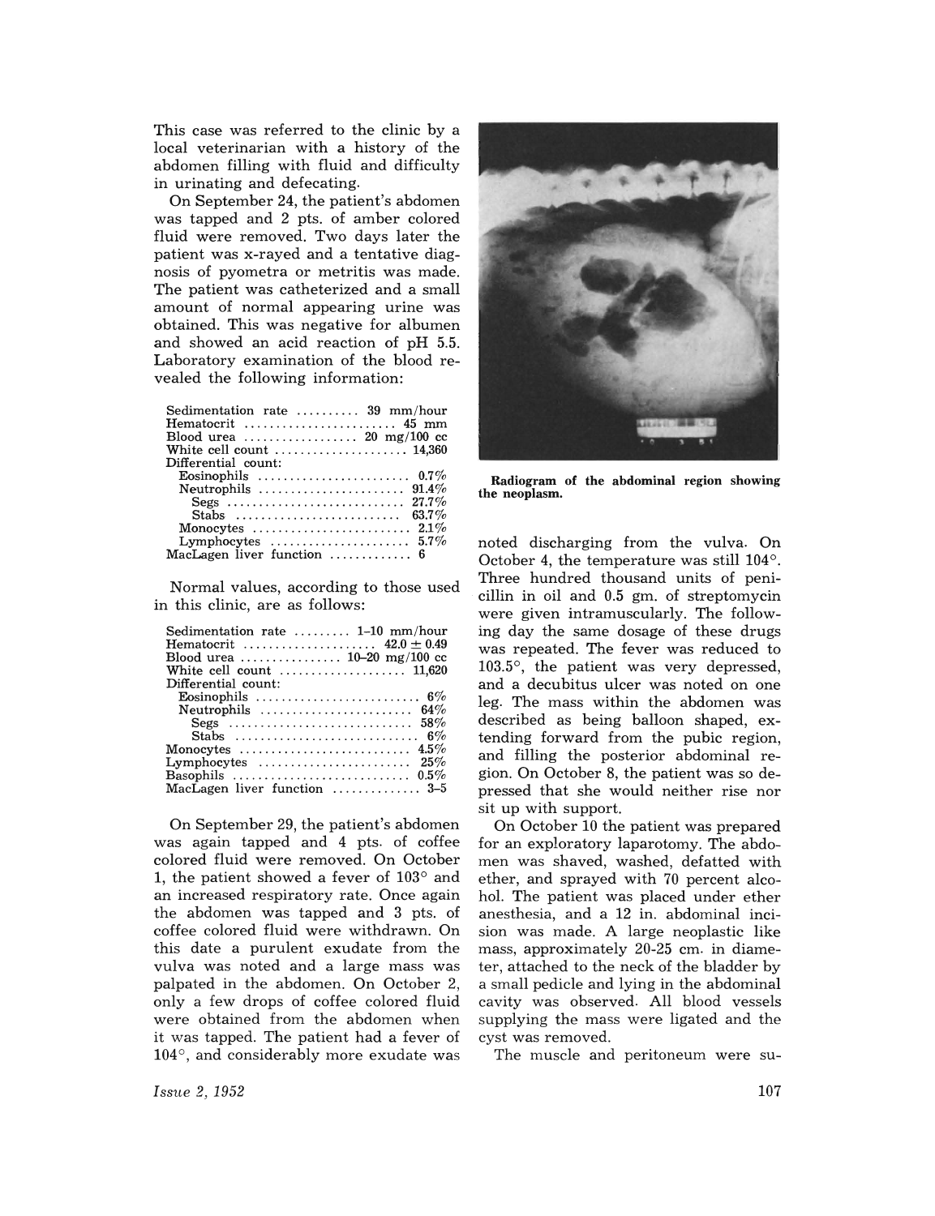This case was referred to the clinic by a local veterinarian with a history of the abdomen filling with fluid and difficulty in urinating and defecating.

On September 24, the patient's abdomen was tapped and 2 pts. of amber colored fluid were removed. Two days later the patient was x-rayed and a tentative diagnosis of pyometra or metritis was made. The patient was catheterized and a small amount of normal appearing urine was obtained. This was negative for albumen and showed an acid reaction of pH 5.5. Laboratory examination of the blood revealed the following information:

| | |
|---|---|
| Sedimentation rate | 39 mm/hour |
| Hematocrit | 45 mm |
| Blood urea | 20 mg/100 cc |
| White cell count | 14,360 |
| Differential count: | |
| Eosinophils | 0.7% |
| Neutrophils | 91.4% |
| Segs | 27.7% |
| Stabs | 63.7% |
| Monocytes | 2.1% |
| Lymphocytes | 5.7% |
| MacLagen liver function | 6 |

Normal values, according to those used in this clinic, are as follows:

| | |
|---|---|
| Sedimentation rate | 1–10 mm/hour |
| Hematocrit | $42.0 \pm 0.49$ |
| Blood urea | 10–20 mg/100 cc |
| White cell count | 11,620 |
| Differential count: | |
| Eosinophils | 6% |
| Neutrophils | 64% |
| Segs | 58% |
| Stabs | 6% |
| Monocytes | 4.5% |
| Lymphocytes | 25% |
| Basophils | 0.5% |
| MacLagen liver function | 3–5 |

On September 29, the patient's abdomen was again tapped and 4 pts. of coffee colored fluid were removed. On October 1, the patient showed a fever of 103° and an increased respiratory rate. Once again the abdomen was tapped and 3 pts. of coffee colored fluid were withdrawn. On this date a purulent exudate from the vulva was noted and a large mass was palpated in the abdomen. On October 2, only a few drops of coffee colored fluid were obtained from the abdomen when it was tapped. The patient had a fever of 104°, and considerably more exudate was noted discharging from the vulva. On October 4, the temperature was still 104°. Three hundred thousand units of penicillin in oil and 0.5 gm. of streptomycin were given intramuscularly. The following day the same dosage of these drugs was repeated. The fever was reduced to 103.5°, the patient was very depressed, and a decubitus ulcer was noted on one leg. The mass within the abdomen was described as being balloon shaped, extending forward from the pubic region, and filling the posterior abdominal region. On October 8, the patient was so depressed that she would neither rise nor sit up with support.

**Radiogram of the abdominal region showing the neoplasm.**

On October 10 the patient was prepared for an exploratory laparotomy. The abdomen was shaved, washed, defatted with ether, and sprayed with 70 percent alcohol. The patient was placed under ether anesthesia, and a 12 in. abdominal incision was made. A large neoplastic like mass, approximately 20-25 cm. in diameter, attached to the neck of the bladder by a small pedicle and lying in the abdominal cavity was observed. All blood vessels supplying the mass were ligated and the cyst was removed.

The muscle and peritoneum were su-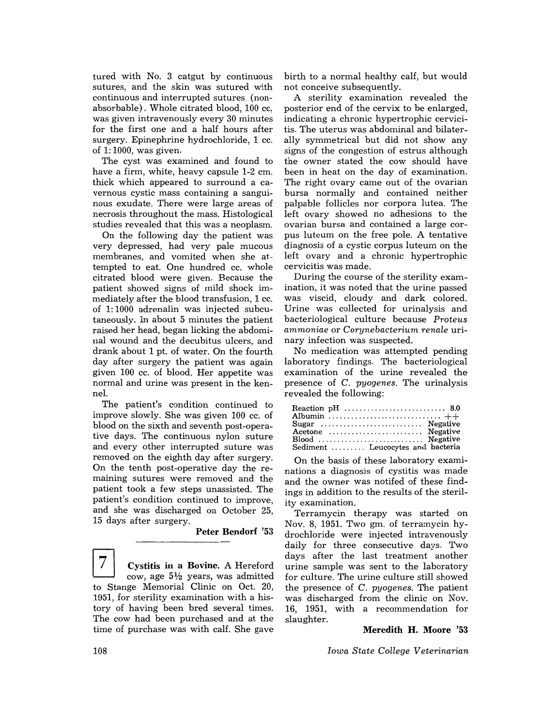tured with No. 3 catgut by continuous sutures, and the skin was sutured with continuous and interrupted sutures (nonabsorbable). Whole citrated blood, 100 cc, was given intravenously every 30 minutes for the first one and a half hours after surgery. Epinephrine hydrochloride, 1 cc. of 1:1000, was given.

The cyst was examined and found to have a firm, white, heavy capsule 1-2 cm. thick which appeared to surround a cavernous cystic mass containing a sanguinous exudate. There were large areas of necrosis throughout the mass. Histological studies revealed that this was a neoplasm.

On the following day the patient was very depressed, had very pale mucous membranes, and vomited when she attempted to eat. One hundred cc. whole citrated blood were given. Because the patient showed signs of mild shock immediately after the blood transfusion, 1 cc. of 1:1000 adrenalin was injected subcutaneously. In about 5 minutes the patient raised her head, began licking the abdominal wound and the decubitus ulcers, and drank about 1 pt. of water. On the fourth day after surgery the patient was again given 100 cc. of blood. Her appetite was normal and urine was present in the kennel.

The patient's condition continued to improve slowly. She was given 100 cc. of blood on the sixth and seventh post-operative days. The continuous nylon suture and every other interrupted suture was removed on the eighth day after surgery. On the tenth post-operative day the remaining sutures were removed and the patient took a few steps unassisted. The patient's condition continued to improve, and she was discharged on October 25, 15 days after surgery.

**Peter Bendorf '53**

---

**7** **Cystitis in a Bovine.** A Hereford cow, age 5½ years, was admitted to Stange Memorial Clinic on Oct. 20, 1951, for sterility examination with a history of having been bred several times. The cow had been purchased and at the time of purchase was with calf. She gave birth to a normal healthy calf, but would not conceive subsequently.

A sterility examination revealed the posterior end of the cervix to be enlarged, indicating a chronic hypertrophic cervicitis. The uterus was abdominal and bilaterally symmetrical but did not show any signs of the congestion of estrus although the owner stated the cow should have been in heat on the day of examination. The right ovary came out of the ovarian bursa normally and contained neither palpable follicles nor corpora lutea. The left ovary showed no adhesions to the ovarian bursa and contained a large corpus luteum on the free pole. A tentative diagnosis of a cystic corpus luteum on the left ovary and a chronic hypertrophic cervicitis was made.

During the course of the sterility examination, it was noted that the urine passed was viscid, cloudy and dark colored. Urine was collected for urinalysis and bacteriological culture because *Proteus ammoniae* or *Corynebacterium renale* urinary infection was suspected.

No medication was attempted pending laboratory findings. The bacteriological examination of the urine revealed the presence of *C. pyogenes*. The urinalysis revealed the following:

| | |
|---|---|
| Reaction pH | 8.0 |
| Albumin | ++ |
| Sugar | Negative |
| Acetone | Negative |
| Blood | Negative |
| Sediment | Leucocytes and bacteria |

On the basis of these laboratory examinations a diagnosis of cystitis was made and the owner was notifed of these findings in addition to the results of the sterility examination.

Terramycin therapy was started on Nov. 8, 1951. Two gm. of terramycin hydrochloride were injected intravenously daily for three consecutive days. Two days after the last treatment another urine sample was sent to the laboratory for culture. The urine culture still showed the presence of *C. pyogenes*. The patient was discharged from the clinic on Nov. 16, 1951, with a recommendation for slaughter.

**Meredith H. Moore '53**